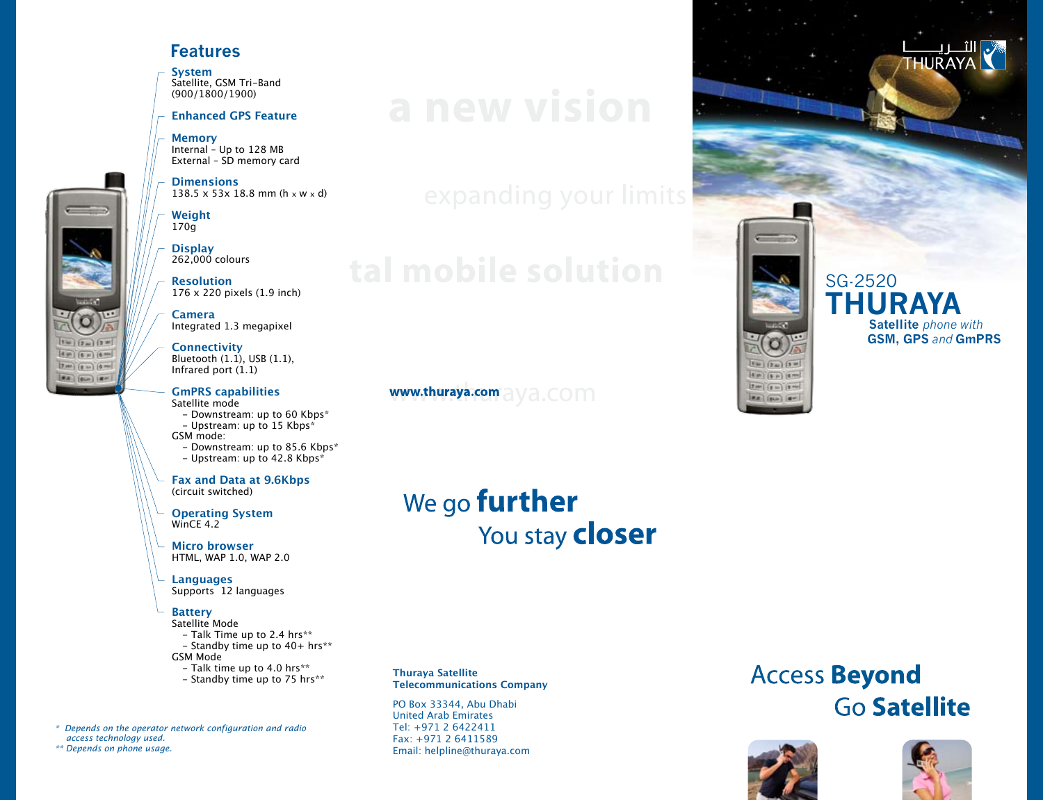## Features

**System**
Satellite, GSM Tri-Band (900/1800/1900)

**Enhanced GPS Feature**

**Memory**
Internal – Up to 128 MB
External – SD memory card

**Dimensions**
138.5 x 53x 18.8 mm (h x w x d)

**Weight**
170g

**Display**
262,000 colours

**Resolution**
176 x 220 pixels (1.9 inch)

**Camera**
Integrated 1.3 megapixel

**Connectivity**
Bluetooth (1.1), USB (1.1), Infrared port (1.1)

**GmPRS capabilities**
Satellite mode
- Downstream: up to 60 Kbps*
- Upstream: up to 15 Kbps*

GSM mode:
- Downstream: up to 85.6 Kbps*
- Upstream: up to 42.8 Kbps*

**Fax and Data at 9.6Kbps**
(circuit switched)

**Operating System**
WinCE 4.2

**Micro browser**
HTML, WAP 1.0, WAP 2.0

**Languages**
Supports 12 languages

**Battery**
Satellite Mode
- Talk Time up to 2.4 hrs**
- Standby time up to 40+ hrs**

GSM Mode
- Talk time up to 4.0 hrs**
- Standby time up to 75 hrs**

*Depends on the operator network configuration and radio access technology used.*
*** Depends on phone usage.*

a new vision

expanding your limits

tal mobile solution

**www.thuraya.com**

We go **further**
You stay **closer**

**Thuraya Satellite Telecommunications Company**

PO Box 33344, Abu Dhabi
United Arab Emirates
Tel: +971 2 6422411
Fax: +971 2 6411589
Email: helpline@thuraya.com

الثريا THURAYA

SG-2520
# THURAYA
**Satellite** *phone with*
**GSM, GPS** *and* **GmPRS**

Access **Beyond**
Go **Satellite**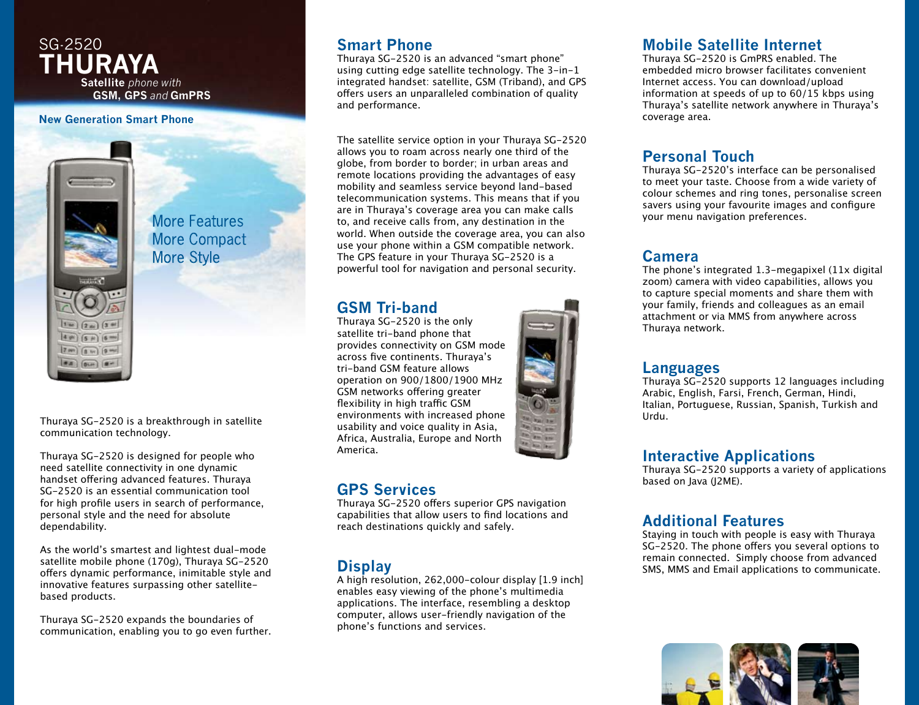SG-2520

# THURAYA

**Satellite** *phone with*
**GSM, GPS** *and* **GmPRS**

**New Generation Smart Phone**

More Features
More Compact
More Style

Thuraya SG-2520 is a breakthrough in satellite communication technology.

Thuraya SG-2520 is designed for people who need satellite connectivity in one dynamic handset offering advanced features. Thuraya SG-2520 is an essential communication tool for high profile users in search of performance, personal style and the need for absolute dependability.

As the world's smartest and lightest dual-mode satellite mobile phone (170g), Thuraya SG-2520 offers dynamic performance, inimitable style and innovative features surpassing other satellite-based products.

Thuraya SG-2520 expands the boundaries of communication, enabling you to go even further.

## Smart Phone

Thuraya SG-2520 is an advanced "smart phone" using cutting edge satellite technology. The 3-in-1 integrated handset: satellite, GSM (Triband), and GPS offers users an unparalleled combination of quality and performance.

The satellite service option in your Thuraya SG-2520 allows you to roam across nearly one third of the globe, from border to border; in urban areas and remote locations providing the advantages of easy mobility and seamless service beyond land-based telecommunication systems. This means that if you are in Thuraya's coverage area you can make calls to, and receive calls from, any destination in the world. When outside the coverage area, you can also use your phone within a GSM compatible network. The GPS feature in your Thuraya SG-2520 is a powerful tool for navigation and personal security.

## GSM Tri-band

Thuraya SG-2520 is the only satellite tri-band phone that provides connectivity on GSM mode across five continents. Thuraya's tri-band GSM feature allows operation on 900/1800/1900 MHz GSM networks offering greater flexibility in high traffic GSM environments with increased phone usability and voice quality in Asia, Africa, Australia, Europe and North America.

## GPS Services

Thuraya SG-2520 offers superior GPS navigation capabilities that allow users to find locations and reach destinations quickly and safely.

## Display

A high resolution, 262,000-colour display [1.9 inch] enables easy viewing of the phone's multimedia applications. The interface, resembling a desktop computer, allows user-friendly navigation of the phone's functions and services.

## Mobile Satellite Internet

Thuraya SG-2520 is GmPRS enabled. The embedded micro browser facilitates convenient Internet access. You can download/upload information at speeds of up to 60/15 kbps using Thuraya's satellite network anywhere in Thuraya's coverage area.

## Personal Touch

Thuraya SG-2520's interface can be personalised to meet your taste. Choose from a wide variety of colour schemes and ring tones, personalise screen savers using your favourite images and configure your menu navigation preferences.

## Camera

The phone's integrated 1.3-megapixel (11x digital zoom) camera with video capabilities, allows you to capture special moments and share them with your family, friends and colleagues as an email attachment or via MMS from anywhere across Thuraya network.

## Languages

Thuraya SG-2520 supports 12 languages including Arabic, English, Farsi, French, German, Hindi, Italian, Portuguese, Russian, Spanish, Turkish and Urdu.

## Interactive Applications

Thuraya SG-2520 supports a variety of applications based on Java (J2ME).

## Additional Features

Staying in touch with people is easy with Thuraya SG-2520. The phone offers you several options to remain connected. Simply choose from advanced SMS, MMS and Email applications to communicate.